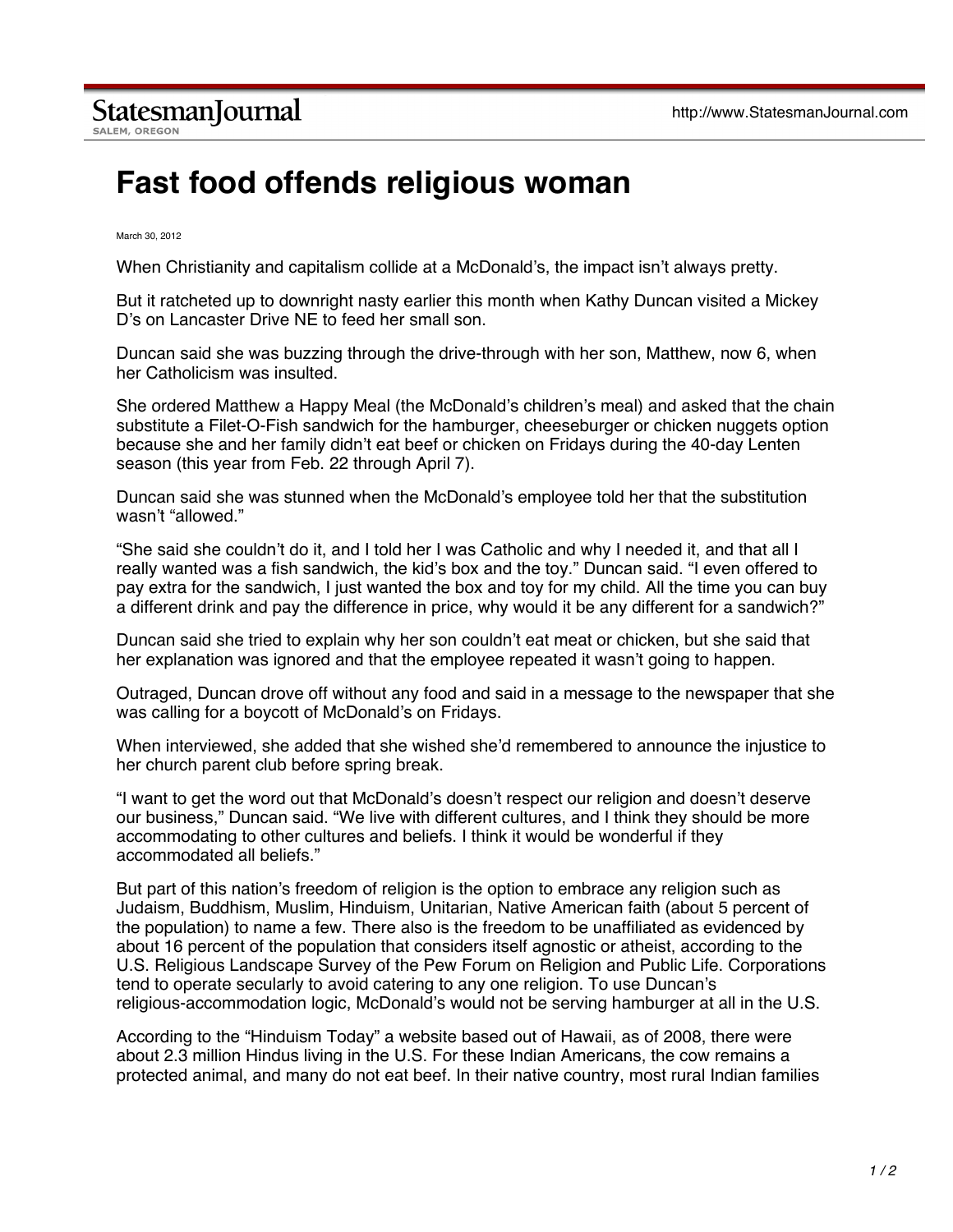StatesmanJournal
SALEM, OREGON

http://www.StatesmanJournal.com

# Fast food offends religious woman

March 30, 2012

When Christianity and capitalism collide at a McDonald's, the impact isn't always pretty.

But it ratcheted up to downright nasty earlier this month when Kathy Duncan visited a Mickey D's on Lancaster Drive NE to feed her small son.

Duncan said she was buzzing through the drive-through with her son, Matthew, now 6, when her Catholicism was insulted.

She ordered Matthew a Happy Meal (the McDonald's children's meal) and asked that the chain substitute a Filet-O-Fish sandwich for the hamburger, cheeseburger or chicken nuggets option because she and her family didn't eat beef or chicken on Fridays during the 40-day Lenten season (this year from Feb. 22 through April 7).

Duncan said she was stunned when the McDonald's employee told her that the substitution wasn't "allowed."

"She said she couldn't do it, and I told her I was Catholic and why I needed it, and that all I really wanted was a fish sandwich, the kid's box and the toy." Duncan said. "I even offered to pay extra for the sandwich, I just wanted the box and toy for my child. All the time you can buy a different drink and pay the difference in price, why would it be any different for a sandwich?"

Duncan said she tried to explain why her son couldn't eat meat or chicken, but she said that her explanation was ignored and that the employee repeated it wasn't going to happen.

Outraged, Duncan drove off without any food and said in a message to the newspaper that she was calling for a boycott of McDonald's on Fridays.

When interviewed, she added that she wished she'd remembered to announce the injustice to her church parent club before spring break.

"I want to get the word out that McDonald's doesn't respect our religion and doesn't deserve our business," Duncan said. "We live with different cultures, and I think they should be more accommodating to other cultures and beliefs. I think it would be wonderful if they accommodated all beliefs."

But part of this nation's freedom of religion is the option to embrace any religion such as Judaism, Buddhism, Muslim, Hinduism, Unitarian, Native American faith (about 5 percent of the population) to name a few. There also is the freedom to be unaffiliated as evidenced by about 16 percent of the population that considers itself agnostic or atheist, according to the U.S. Religious Landscape Survey of the Pew Forum on Religion and Public Life. Corporations tend to operate secularly to avoid catering to any one religion. To use Duncan's religious-accommodation logic, McDonald's would not be serving hamburger at all in the U.S.

According to the "Hinduism Today" a website based out of Hawaii, as of 2008, there were about 2.3 million Hindus living in the U.S. For these Indian Americans, the cow remains a protected animal, and many do not eat beef. In their native country, most rural Indian families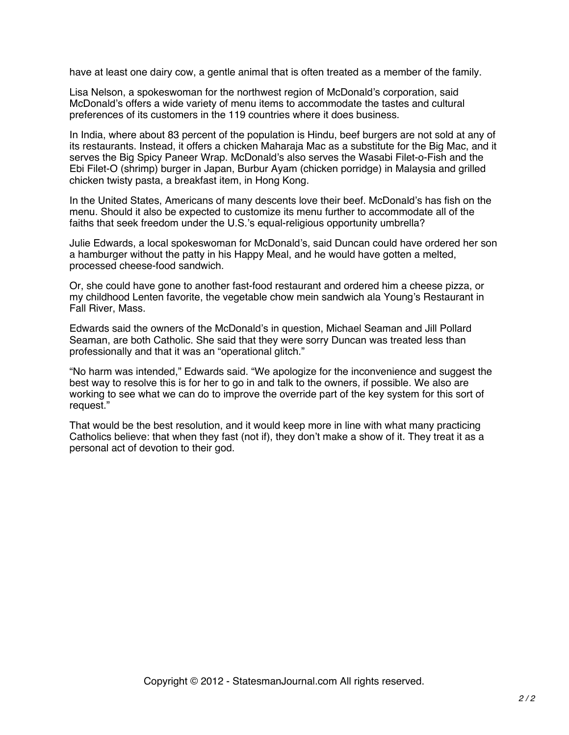have at least one dairy cow, a gentle animal that is often treated as a member of the family.

Lisa Nelson, a spokeswoman for the northwest region of McDonald's corporation, said McDonald's offers a wide variety of menu items to accommodate the tastes and cultural preferences of its customers in the 119 countries where it does business.

In India, where about 83 percent of the population is Hindu, beef burgers are not sold at any of its restaurants. Instead, it offers a chicken Maharaja Mac as a substitute for the Big Mac, and it serves the Big Spicy Paneer Wrap. McDonald's also serves the Wasabi Filet-o-Fish and the Ebi Filet-O (shrimp) burger in Japan, Burbur Ayam (chicken porridge) in Malaysia and grilled chicken twisty pasta, a breakfast item, in Hong Kong.

In the United States, Americans of many descents love their beef. McDonald's has fish on the menu. Should it also be expected to customize its menu further to accommodate all of the faiths that seek freedom under the U.S.'s equal-religious opportunity umbrella?

Julie Edwards, a local spokeswoman for McDonald's, said Duncan could have ordered her son a hamburger without the patty in his Happy Meal, and he would have gotten a melted, processed cheese-food sandwich.

Or, she could have gone to another fast-food restaurant and ordered him a cheese pizza, or my childhood Lenten favorite, the vegetable chow mein sandwich ala Young's Restaurant in Fall River, Mass.

Edwards said the owners of the McDonald's in question, Michael Seaman and Jill Pollard Seaman, are both Catholic. She said that they were sorry Duncan was treated less than professionally and that it was an "operational glitch."

"No harm was intended," Edwards said. "We apologize for the inconvenience and suggest the best way to resolve this is for her to go in and talk to the owners, if possible. We also are working to see what we can do to improve the override part of the key system for this sort of request."

That would be the best resolution, and it would keep more in line with what many practicing Catholics believe: that when they fast (not if), they don't make a show of it. They treat it as a personal act of devotion to their god.

Copyright © 2012 - StatesmanJournal.com All rights reserved.